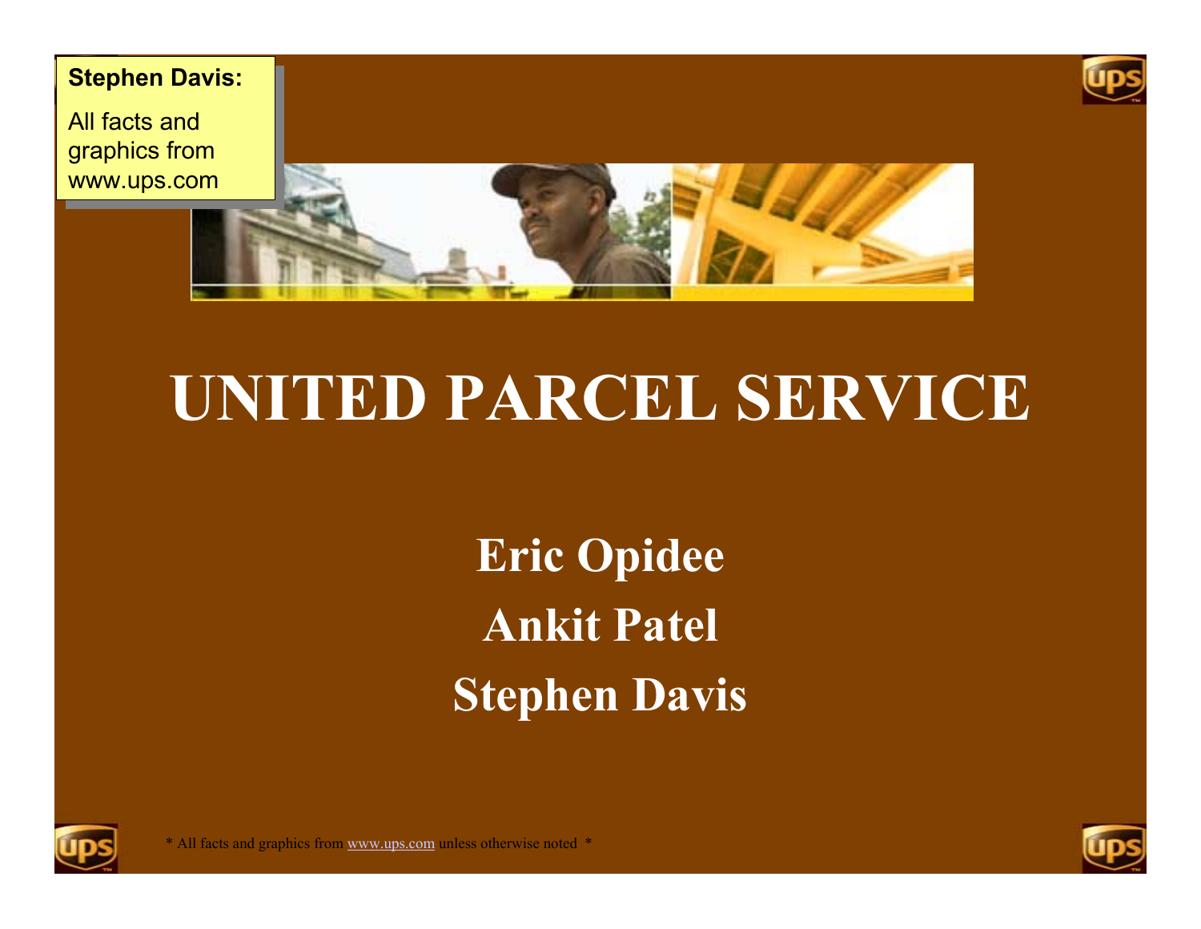**Stephen Davis:**

All facts and graphics from www.ups.com

# UNITED PARCEL SERVICE

**Eric Opidee**

**Ankit Patel**

**Stephen Davis**

* All facts and graphics from www.ups.com unless otherwise noted *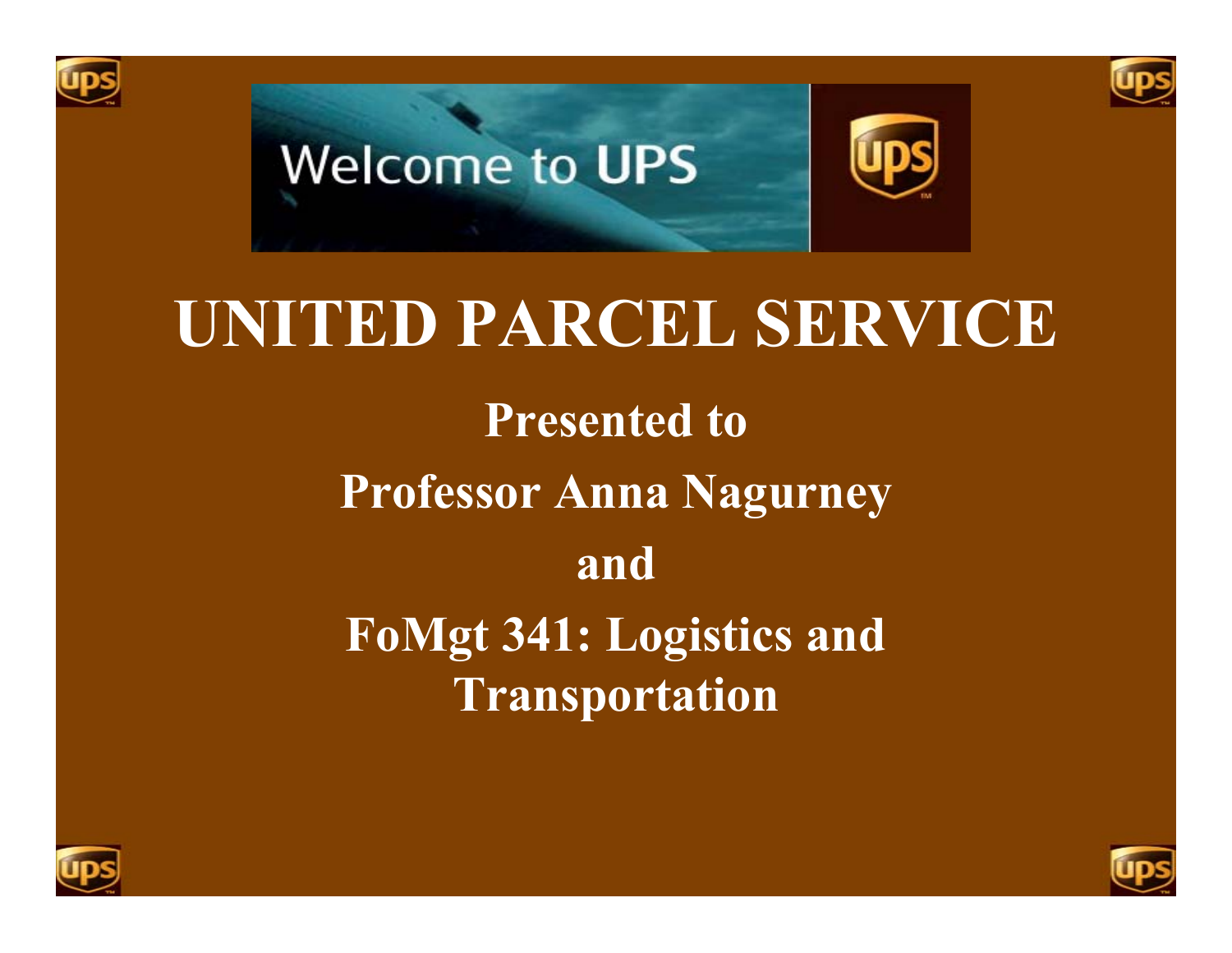Welcome to UPS

# UNITED PARCEL SERVICE

**Presented to**

**Professor Anna Nagurney**

**and**

**FoMgt 341: Logistics and Transportation**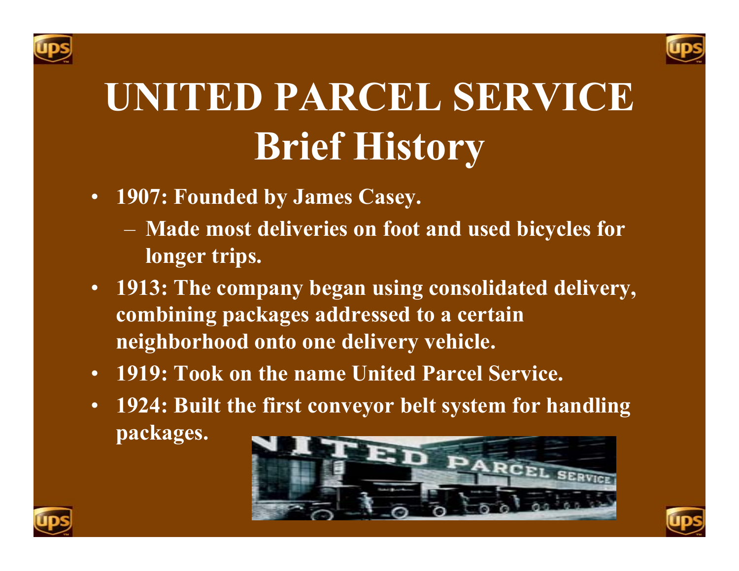# UNITED PARCEL SERVICE
## Brief History

- **1907: Founded by James Casey.**
  - **Made most deliveries on foot and used bicycles for longer trips.**
- **1913: The company began using consolidated delivery, combining packages addressed to a certain neighborhood onto one delivery vehicle.**
- **1919: Took on the name United Parcel Service.**
- **1924: Built the first conveyor belt system for handling packages.**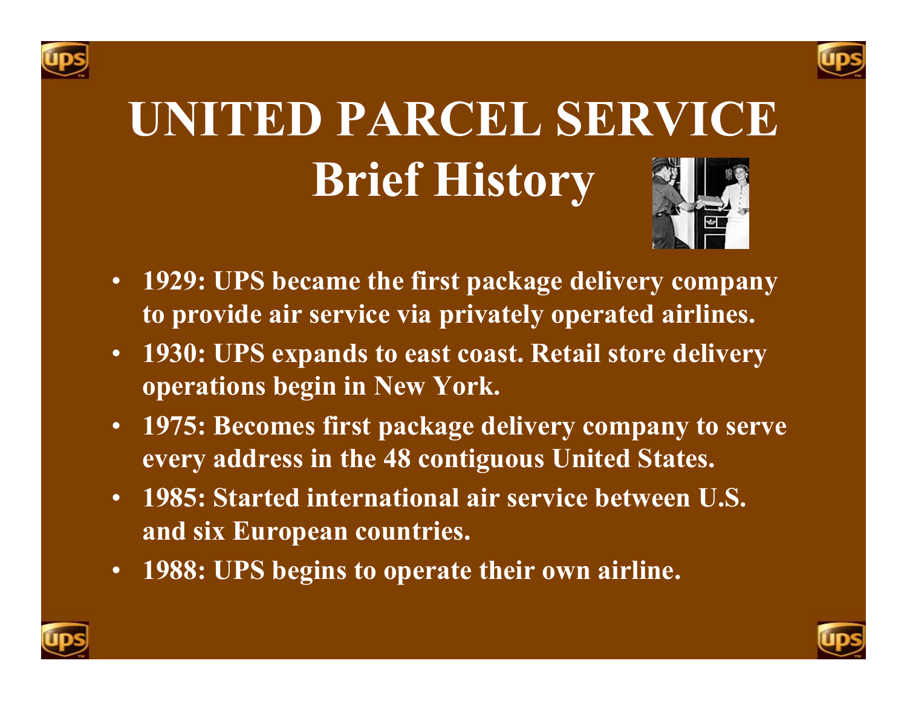# UNITED PARCEL SERVICE
## Brief History

- **1929: UPS became the first package delivery company to provide air service via privately operated airlines.**
- **1930: UPS expands to east coast. Retail store delivery operations begin in New York.**
- **1975: Becomes first package delivery company to serve every address in the 48 contiguous United States.**
- **1985: Started international air service between U.S. and six European countries.**
- **1988: UPS begins to operate their own airline.**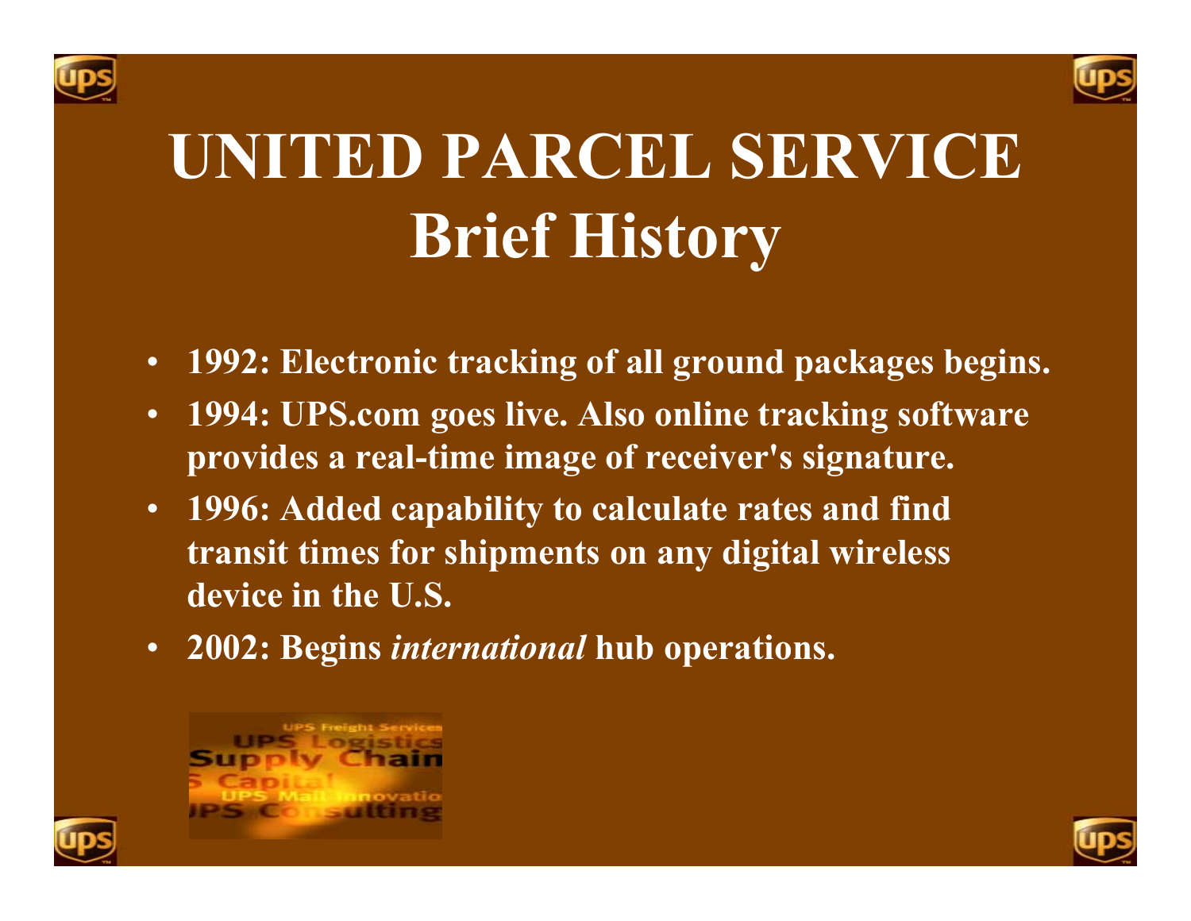# UNITED PARCEL SERVICE
# Brief History

- **1992: Electronic tracking of all ground packages begins.**
- **1994: UPS.com goes live. Also online tracking software provides a real-time image of receiver's signature.**
- **1996: Added capability to calculate rates and find transit times for shipments on any digital wireless device in the U.S.**
- **2002: Begins *international* hub operations.**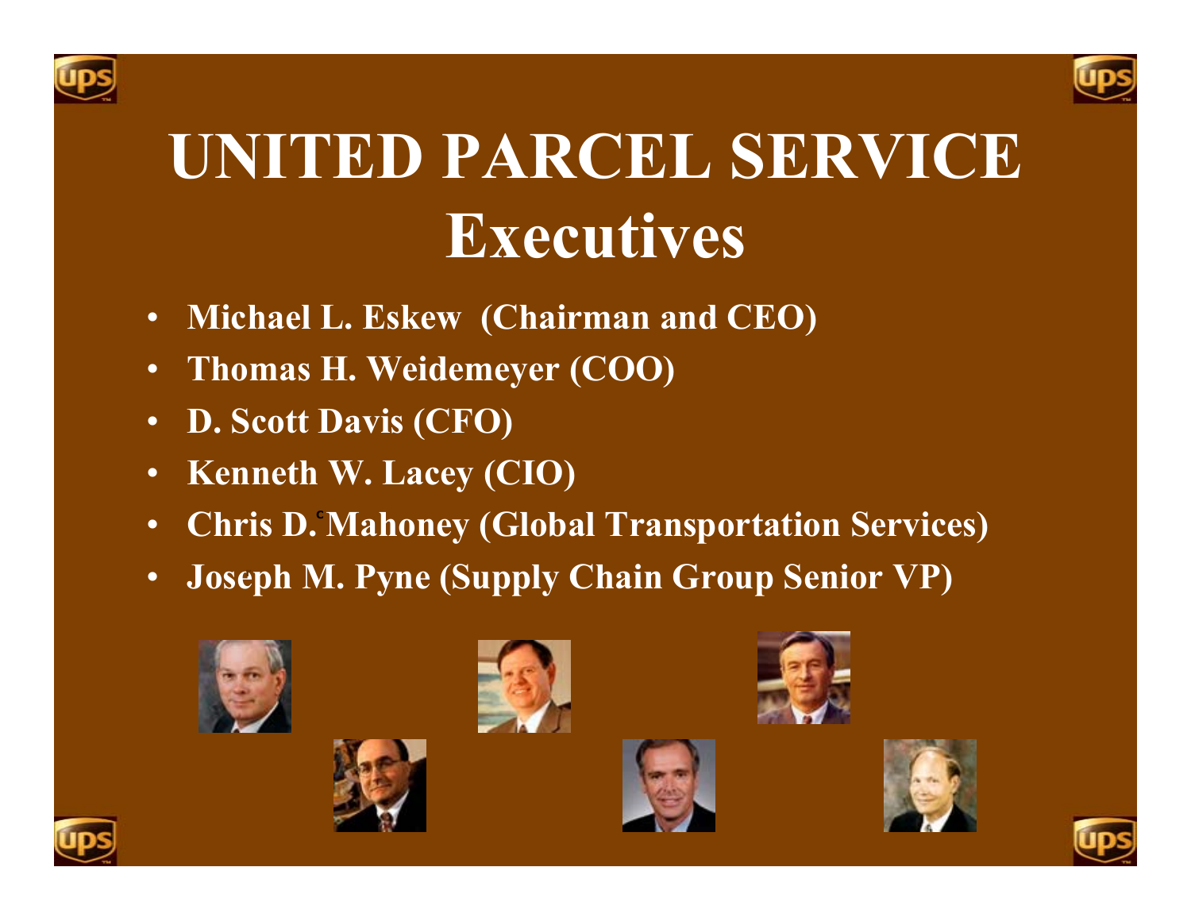# UNITED PARCEL SERVICE
## Executives

- **Michael L. Eskew (Chairman and CEO)**
- **Thomas H. Weidemeyer (COO)**
- **D. Scott Davis (CFO)**
- **Kenneth W. Lacey (CIO)**
- **Chris D. Mahoney (Global Transportation Services)**
- **Joseph M. Pyne (Supply Chain Group Senior VP)**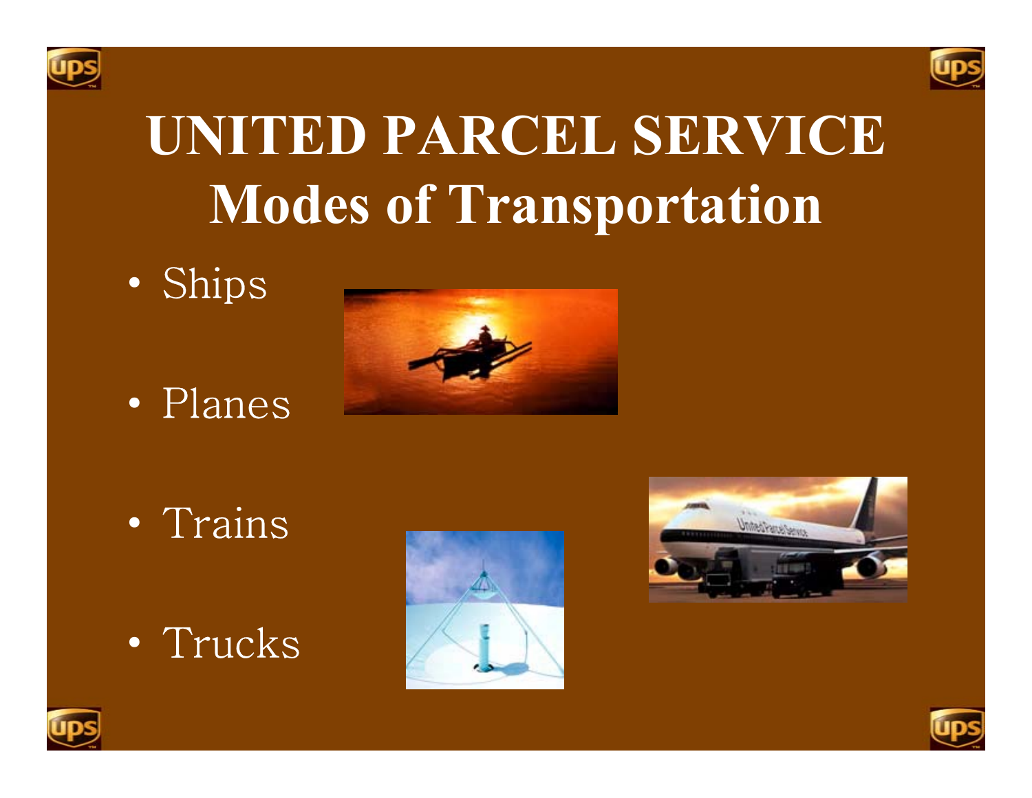# UNITED PARCEL SERVICE
## Modes of Transportation

- Ships
- Planes
- Trains
- Trucks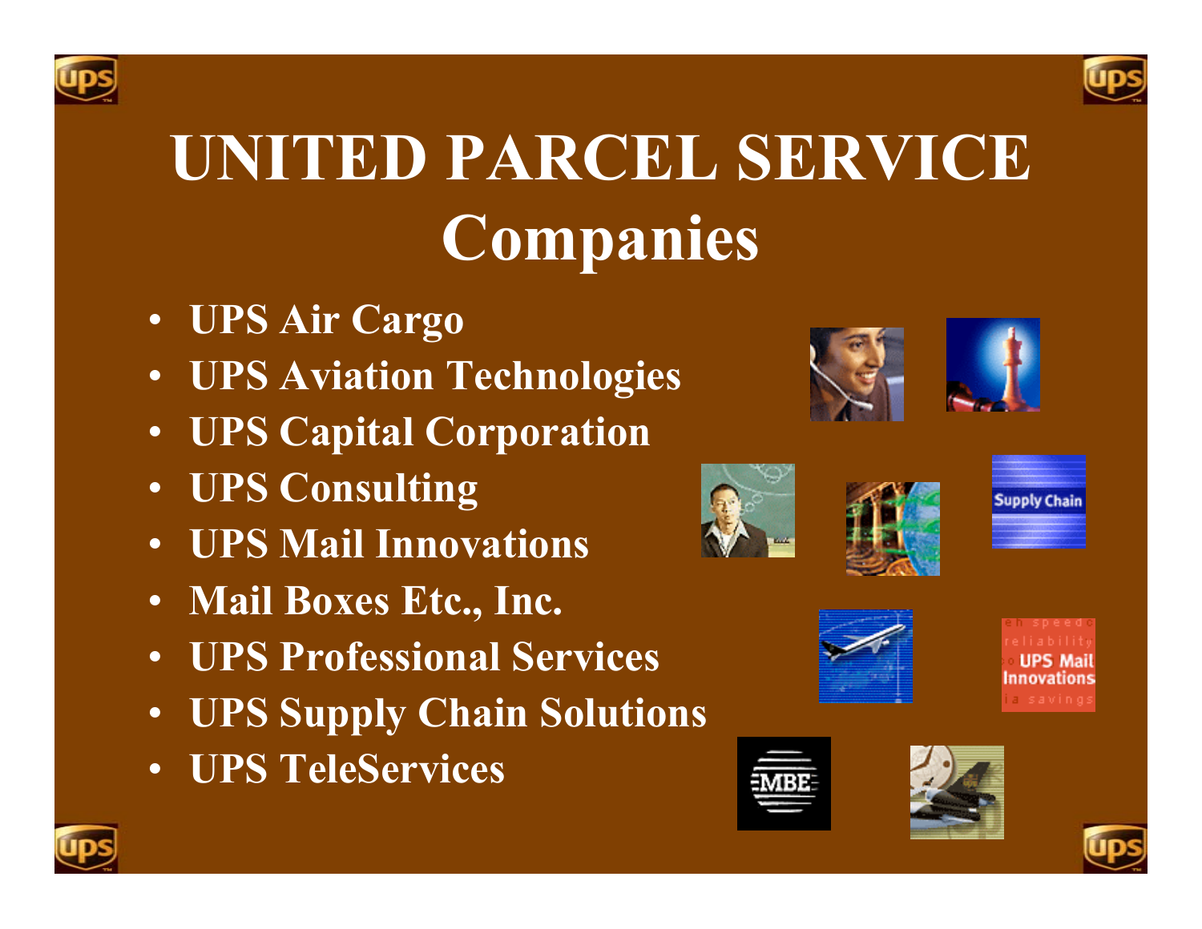# UNITED PARCEL SERVICE Companies

- UPS Air Cargo
- UPS Aviation Technologies
- UPS Capital Corporation
- UPS Consulting
- UPS Mail Innovations
- Mail Boxes Etc., Inc.
- UPS Professional Services
- UPS Supply Chain Solutions
- UPS TeleServices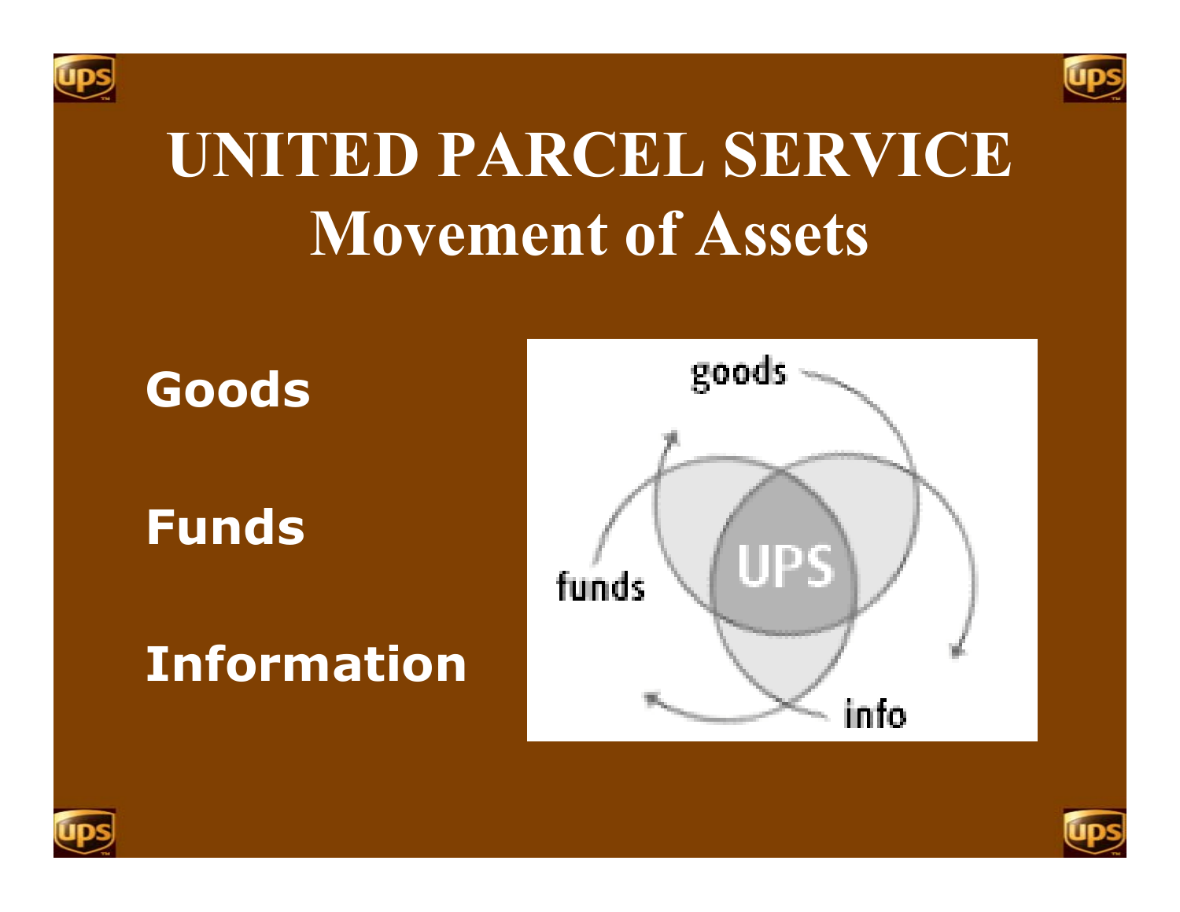# UNITED PARCEL SERVICE
## Movement of Assets

**Goods**

**Funds**

**Information**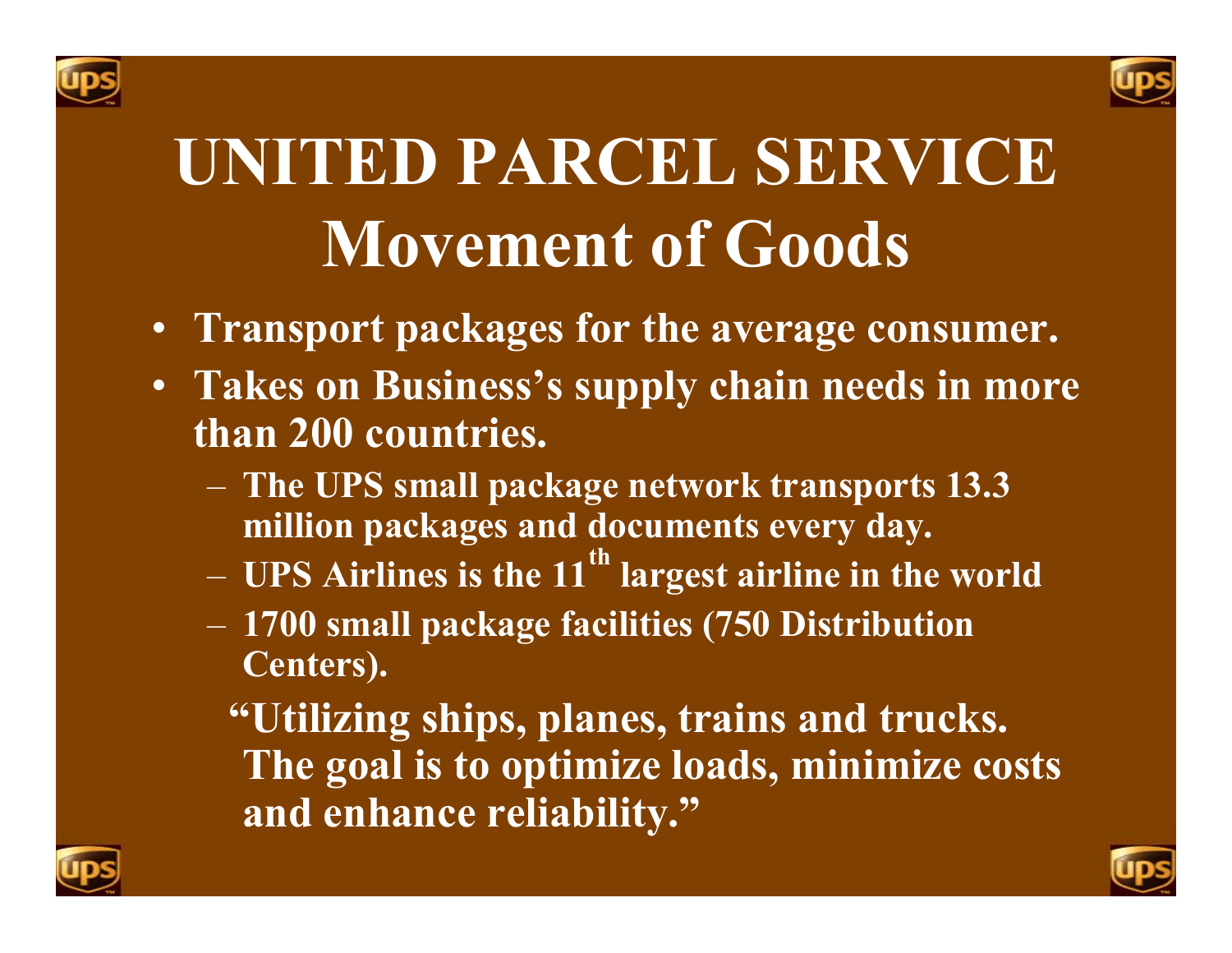# UNITED PARCEL SERVICE
# Movement of Goods

- Transport packages for the average consumer.
- Takes on Business's supply chain needs in more than 200 countries.
  - The UPS small package network transports 13.3 million packages and documents every day.
  - UPS Airlines is the 11th largest airline in the world
  - 1700 small package facilities (750 Distribution Centers).

  "Utilizing ships, planes, trains and trucks. The goal is to optimize loads, minimize costs and enhance reliability."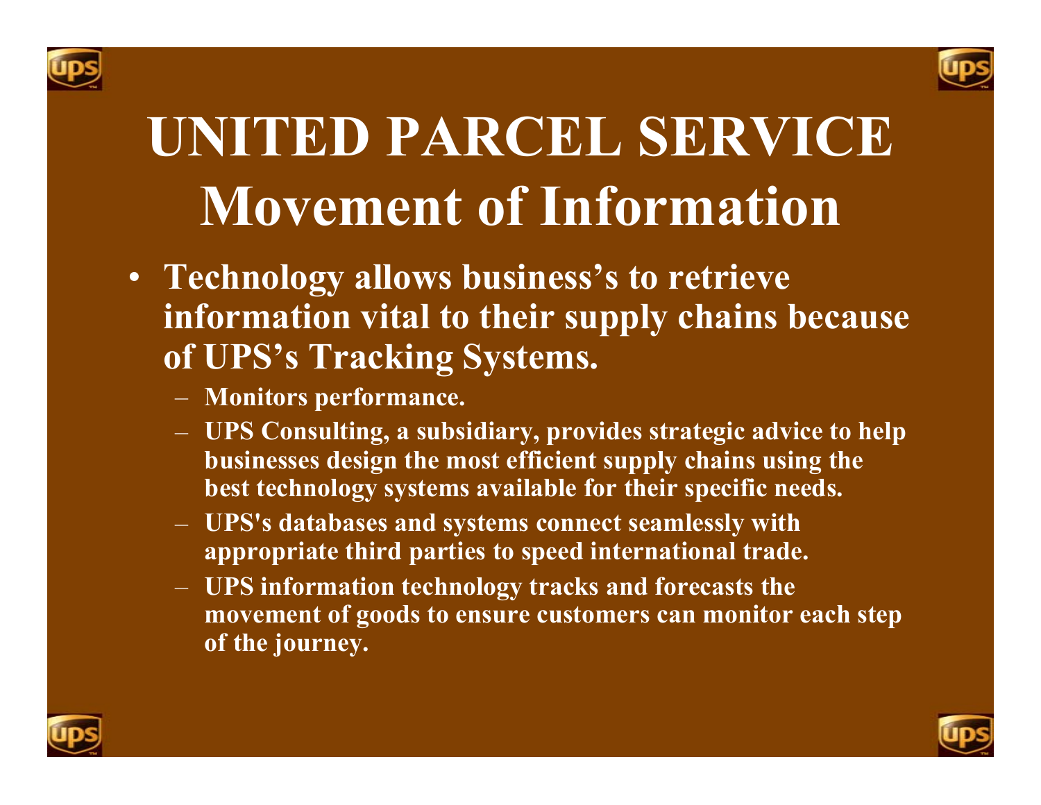# UNITED PARCEL SERVICE
# Movement of Information

- **Technology allows business's to retrieve information vital to their supply chains because of UPS's Tracking Systems.**
  - **Monitors performance.**
  - **UPS Consulting, a subsidiary, provides strategic advice to help businesses design the most efficient supply chains using the best technology systems available for their specific needs.**
  - **UPS's databases and systems connect seamlessly with appropriate third parties to speed international trade.**
  - **UPS information technology tracks and forecasts the movement of goods to ensure customers can monitor each step of the journey.**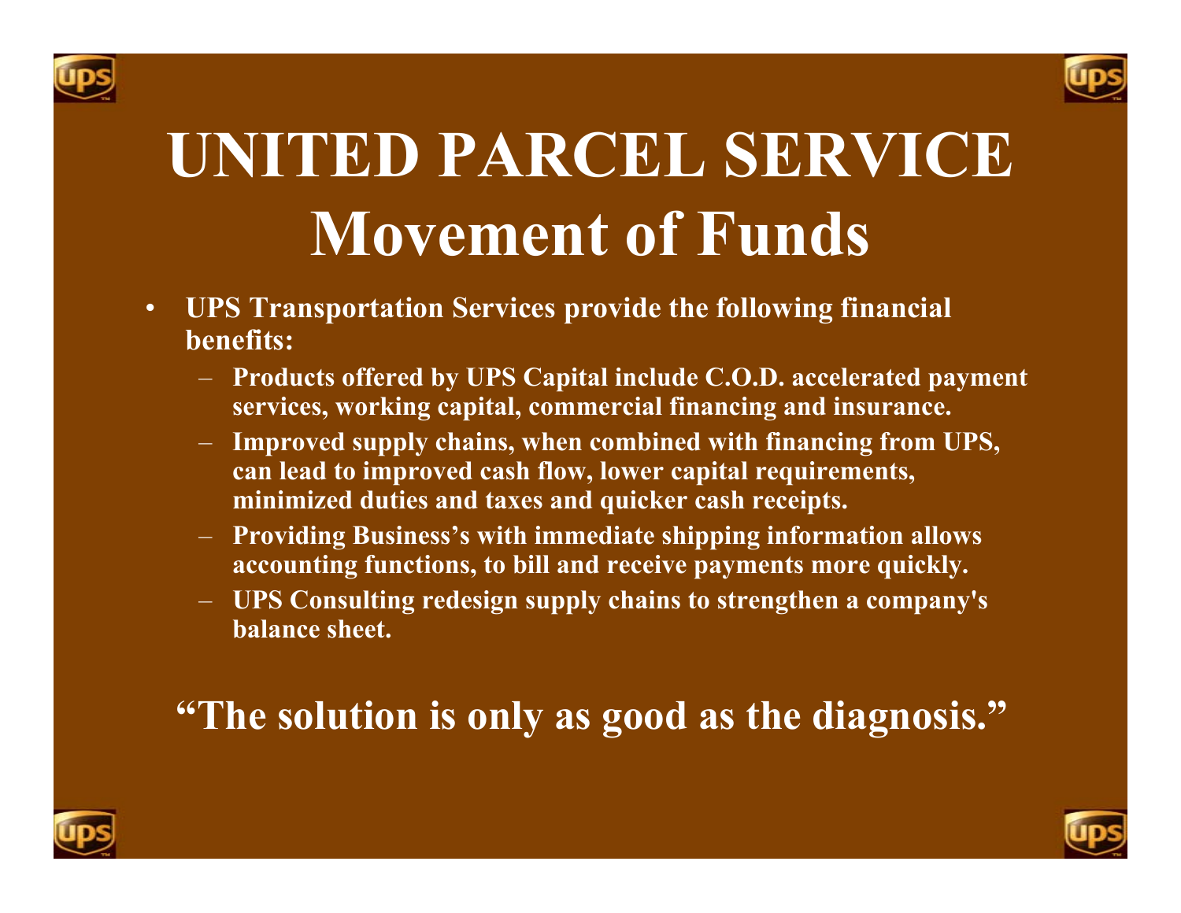# UNITED PARCEL SERVICE
# Movement of Funds

- **UPS Transportation Services provide the following financial benefits:**
  - **Products offered by UPS Capital include C.O.D. accelerated payment services, working capital, commercial financing and insurance.**
  - **Improved supply chains, when combined with financing from UPS, can lead to improved cash flow, lower capital requirements, minimized duties and taxes and quicker cash receipts.**
  - **Providing Business's with immediate shipping information allows accounting functions, to bill and receive payments more quickly.**
  - **UPS Consulting redesign supply chains to strengthen a company's balance sheet.**

**"The solution is only as good as the diagnosis."**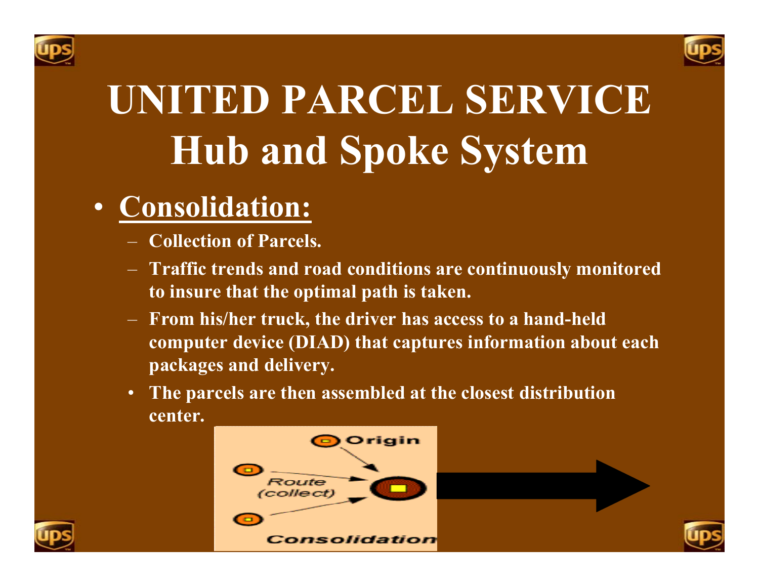# UNITED PARCEL SERVICE
# Hub and Spoke System

- **Consolidation:**
  - **Collection of Parcels.**
  - **Traffic trends and road conditions are continuously monitored to insure that the optimal path is taken.**
  - **From his/her truck, the driver has access to a hand-held computer device (DIAD) that captures information about each packages and delivery.**
  - **The parcels are then assembled at the closest distribution center.**

Origin

Route (collect)

Consolidation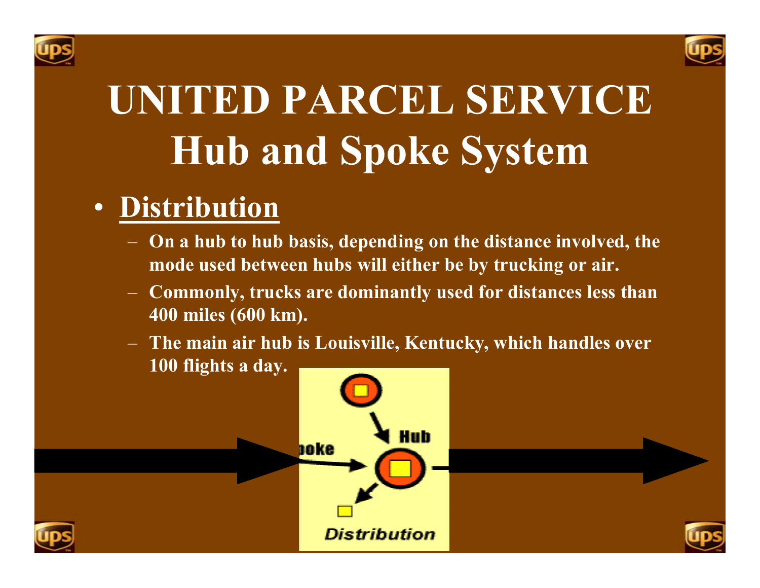# UNITED PARCEL SERVICE
# Hub and Spoke System

- **Distribution**
  - On a hub to hub basis, depending on the distance involved, the mode used between hubs will either be by trucking or air.
  - Commonly, trucks are dominantly used for distances less than 400 miles (600 km).
  - The main air hub is Louisville, Kentucky, which handles over 100 flights a day.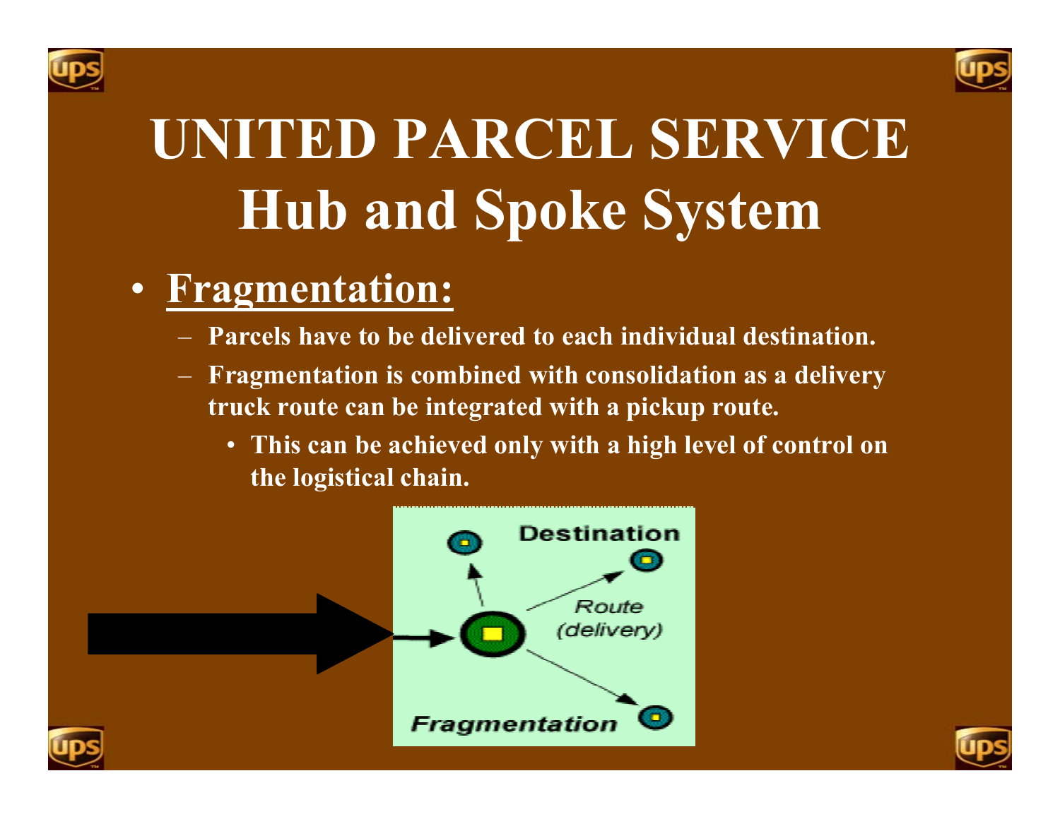# UNITED PARCEL SERVICE
# Hub and Spoke System

- **Fragmentation:**
  - Parcels have to be delivered to each individual destination.
  - Fragmentation is combined with consolidation as a delivery truck route can be integrated with a pickup route.
    - This can be achieved only with a high level of control on the logistical chain.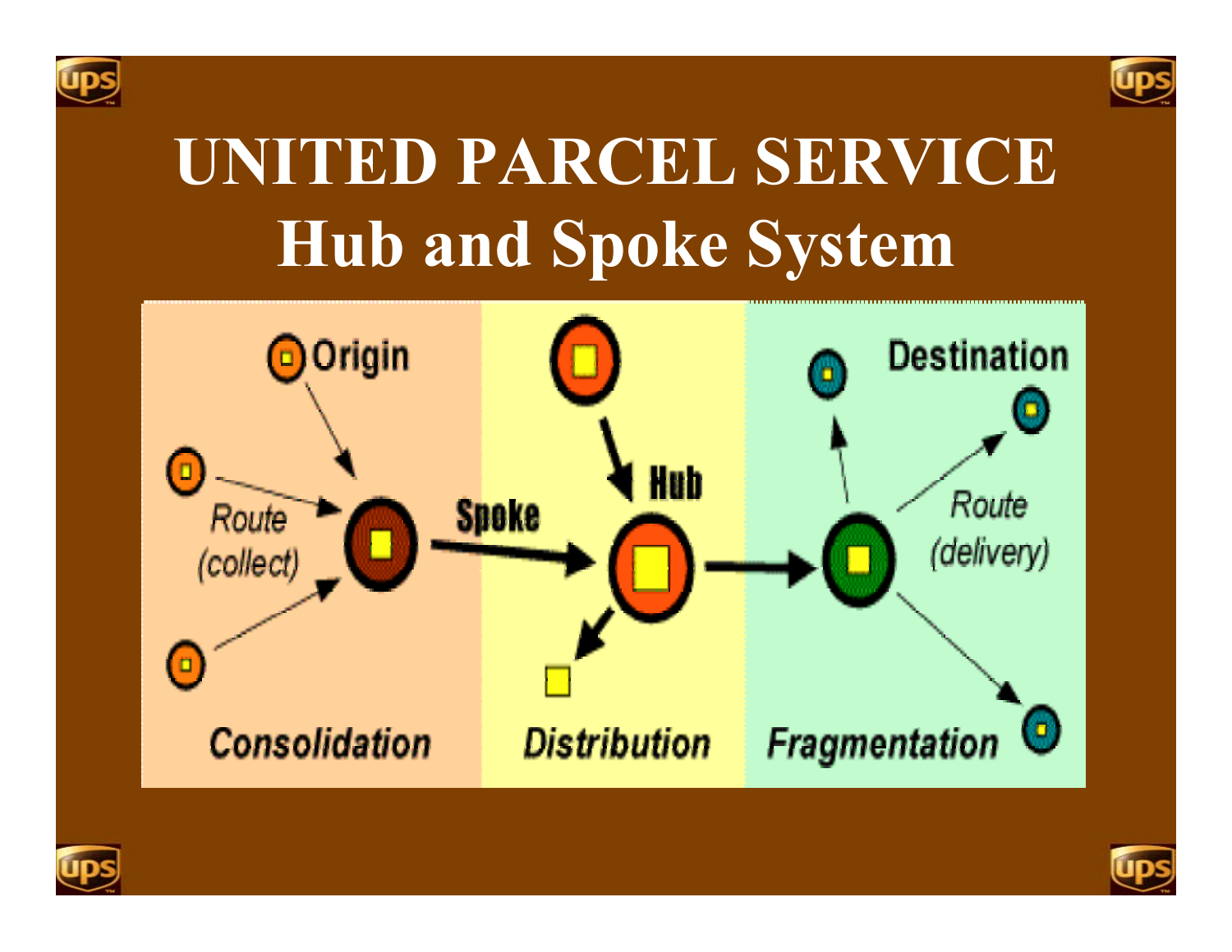# UNITED PARCEL SERVICE
# Hub and Spoke System

Origin

Route (collect)

Spoke

Hub

Destination

Route (delivery)

Consolidation

Distribution

Fragmentation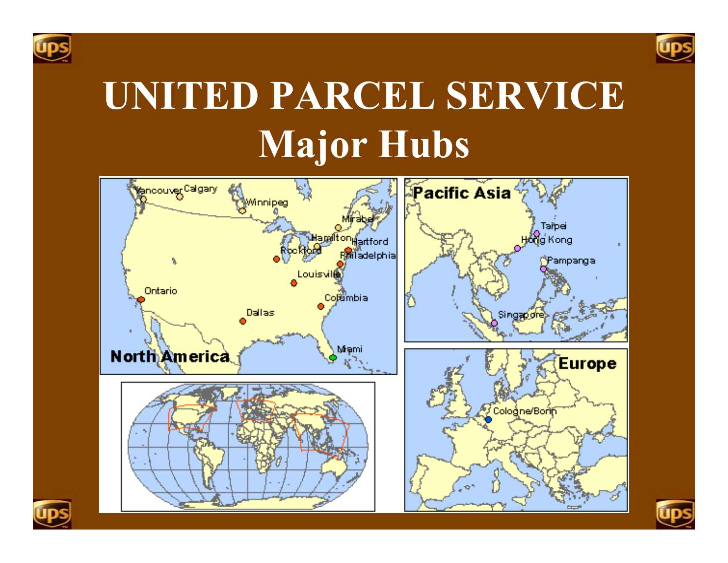# UNITED PARCEL SERVICE
## Major Hubs

**North America**: Vancouver, Calgary, Winnipeg, Mirabel, Hamilton, Hartford, Rockford, Philadelphia, Louisville, Ontario, Columbia, Dallas, Miami

**Pacific Asia**: Taipei, Hong Kong, Pampanga, Singapore

**Europe**: Cologne/Bonn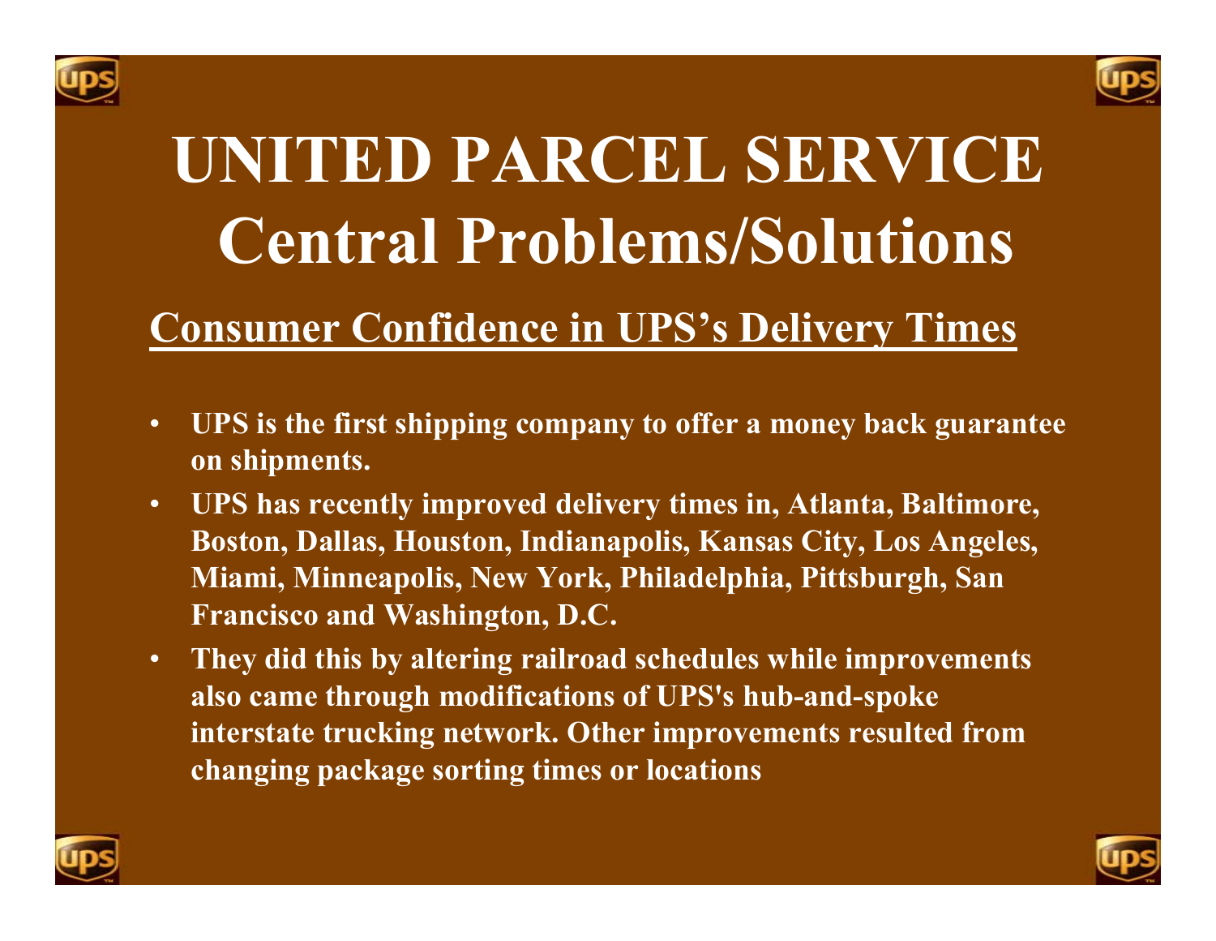# UNITED PARCEL SERVICE Central Problems/Solutions

## Consumer Confidence in UPS's Delivery Times

- **UPS is the first shipping company to offer a money back guarantee on shipments.**
- **UPS has recently improved delivery times in, Atlanta, Baltimore, Boston, Dallas, Houston, Indianapolis, Kansas City, Los Angeles, Miami, Minneapolis, New York, Philadelphia, Pittsburgh, San Francisco and Washington, D.C.**
- **They did this by altering railroad schedules while improvements also came through modifications of UPS's hub-and-spoke interstate trucking network. Other improvements resulted from changing package sorting times or locations**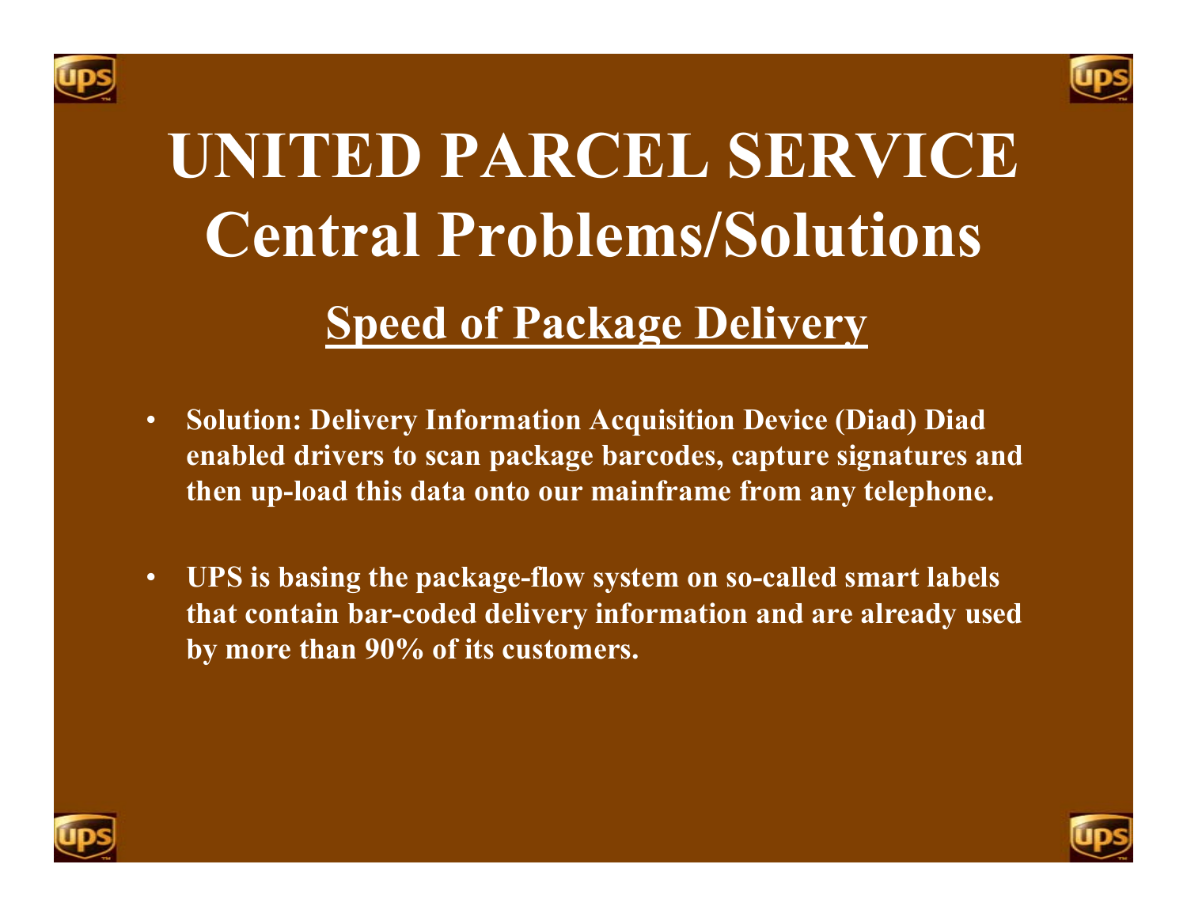# UNITED PARCEL SERVICE
# Central Problems/Solutions

## Speed of Package Delivery

- **Solution: Delivery Information Acquisition Device (Diad) Diad enabled drivers to scan package barcodes, capture signatures and then up-load this data onto our mainframe from any telephone.**

- **UPS is basing the package-flow system on so-called smart labels that contain bar-coded delivery information and are already used by more than 90% of its customers.**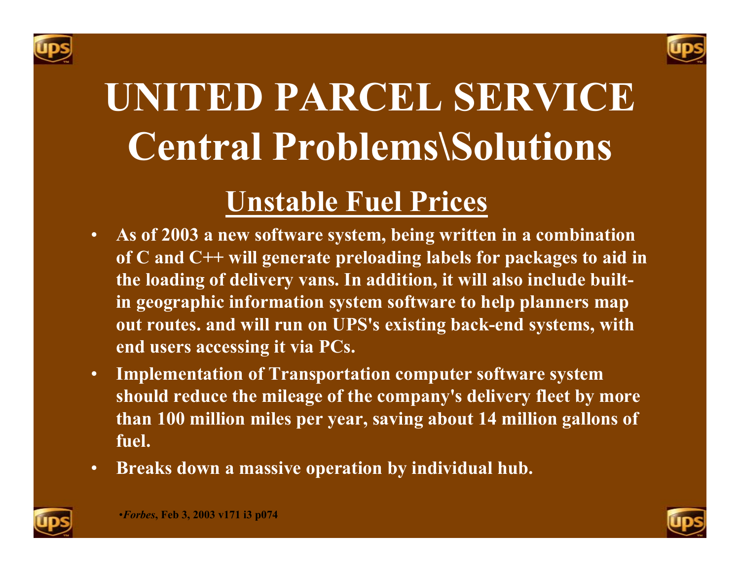# UNITED PARCEL SERVICE
# Central Problems\Solutions

## Unstable Fuel Prices

- **As of 2003 a new software system, being written in a combination of C and C++ will generate preloading labels for packages to aid in the loading of delivery vans. In addition, it will also include built-in geographic information system software to help planners map out routes. and will run on UPS's existing back-end systems, with end users accessing it via PCs.**
- **Implementation of Transportation computer software system should reduce the mileage of the company's delivery fleet by more than 100 million miles per year, saving about 14 million gallons of fuel.**
- **Breaks down a massive operation by individual hub.**

•***Forbes*, Feb 3, 2003 v171 i3 p074**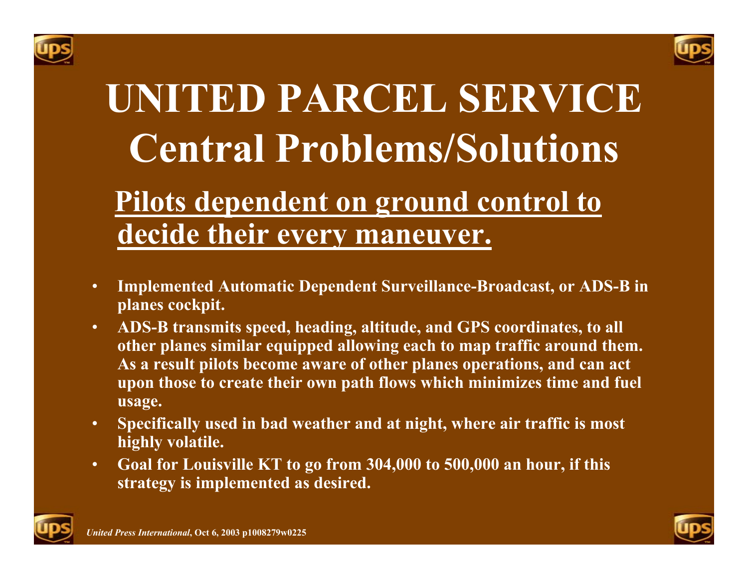# UNITED PARCEL SERVICE
# Central Problems/Solutions

## Pilots dependent on ground control to decide their every maneuver.

- **Implemented Automatic Dependent Surveillance-Broadcast, or ADS-B in planes cockpit.**
- **ADS-B transmits speed, heading, altitude, and GPS coordinates, to all other planes similar equipped allowing each to map traffic around them. As a result pilots become aware of other planes operations, and can act upon those to create their own path flows which minimizes time and fuel usage.**
- **Specifically used in bad weather and at night, where air traffic is most highly volatile.**
- **Goal for Louisville KT to go from 304,000 to 500,000 an hour, if this strategy is implemented as desired.**

***United Press International*, Oct 6, 2003 p1008279w0225**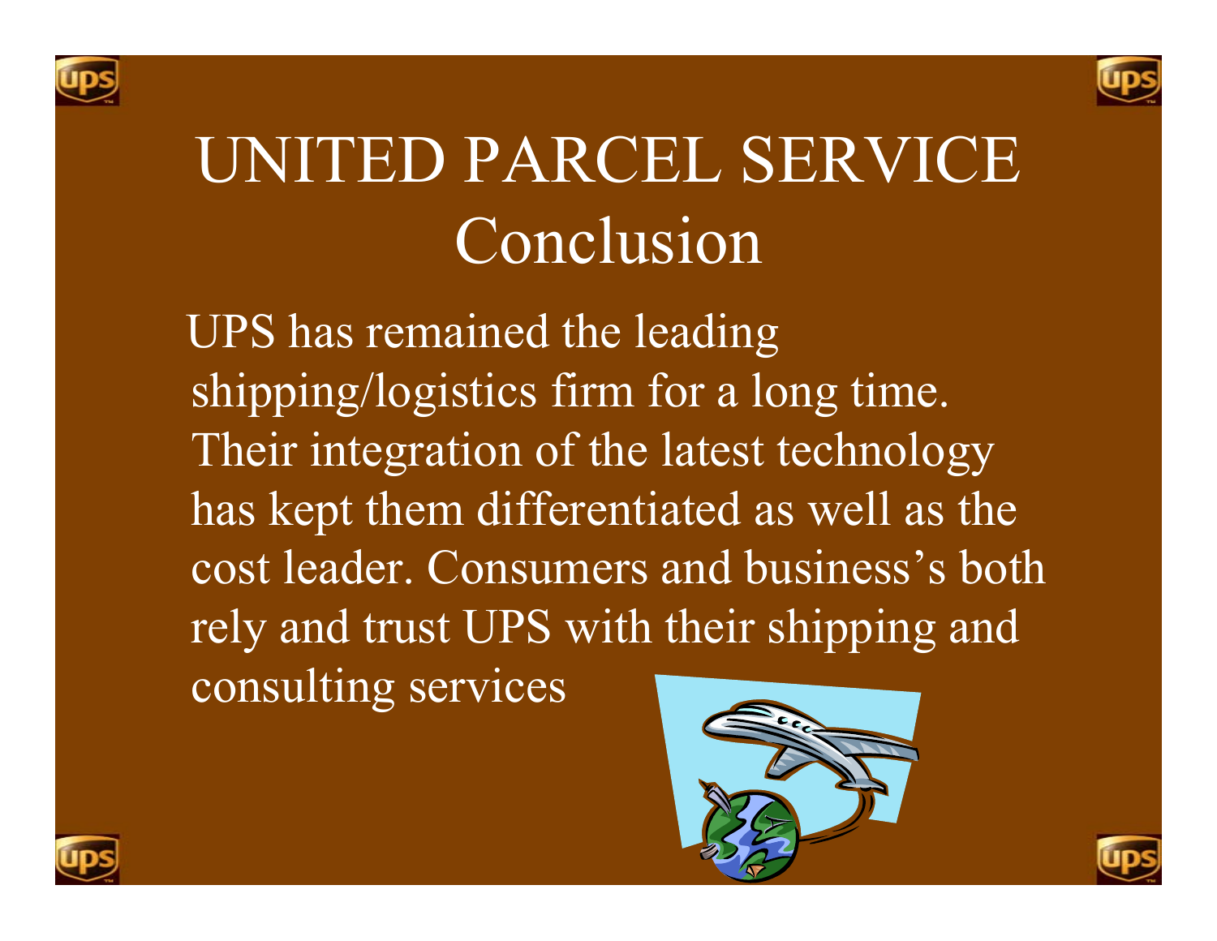# UNITED PARCEL SERVICE
## Conclusion

UPS has remained the leading shipping/logistics firm for a long time. Their integration of the latest technology has kept them differentiated as well as the cost leader. Consumers and business's both rely and trust UPS with their shipping and consulting services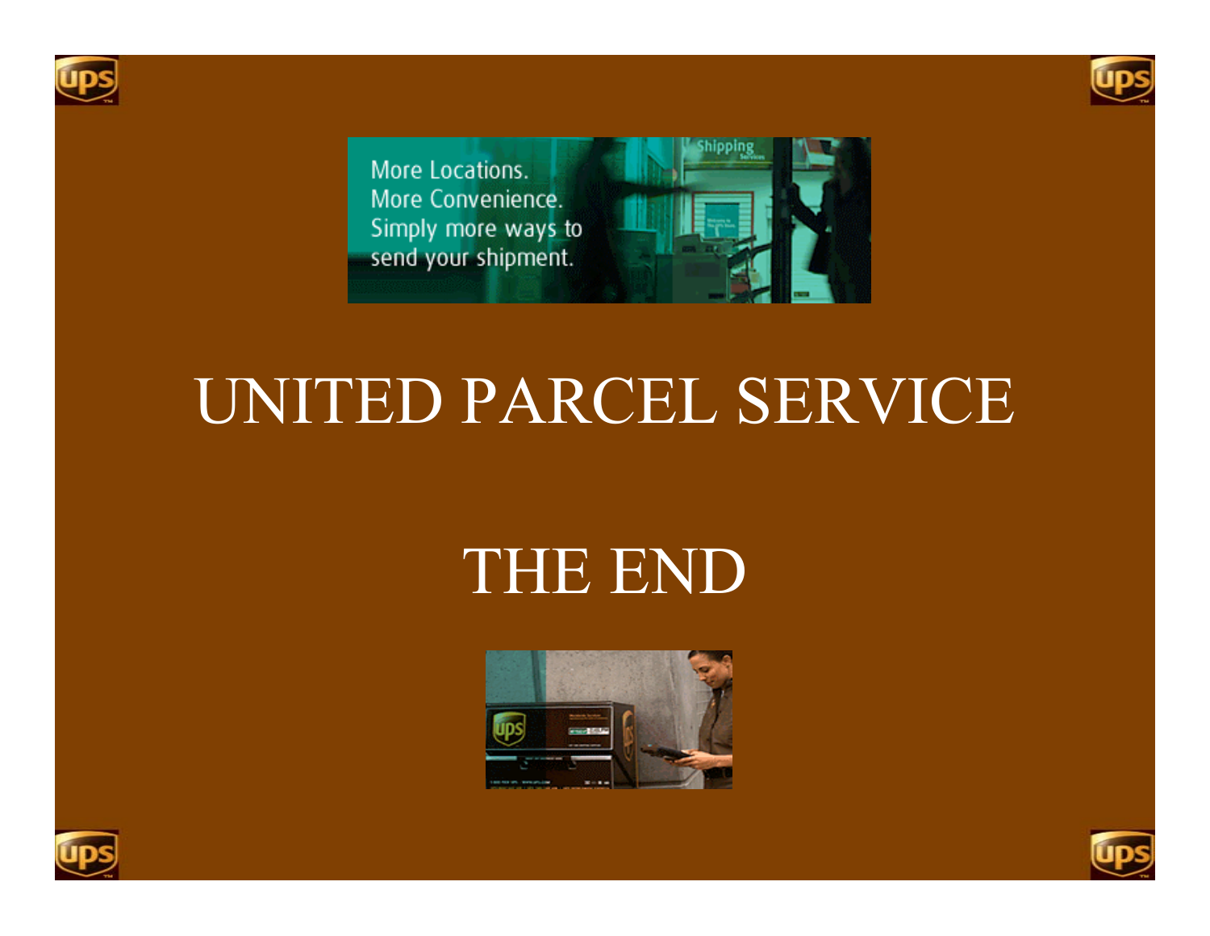More Locations.
More Convenience.
Simply more ways to
send your shipment.

# UNITED PARCEL SERVICE

# THE END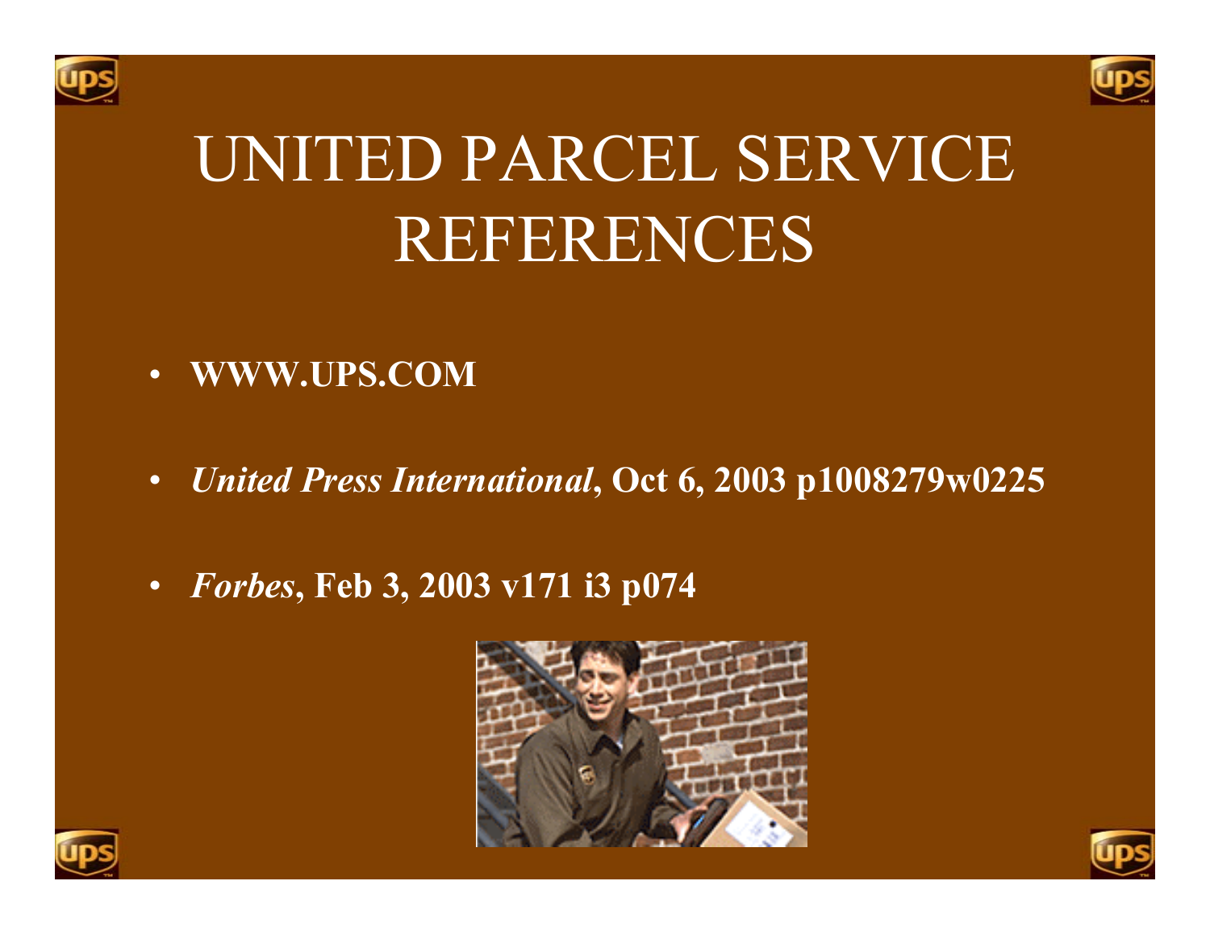# UNITED PARCEL SERVICE REFERENCES

- **WWW.UPS.COM**
- ***United Press International*, Oct 6, 2003 p1008279w0225**
- ***Forbes*, Feb 3, 2003 v171 i3 p074**